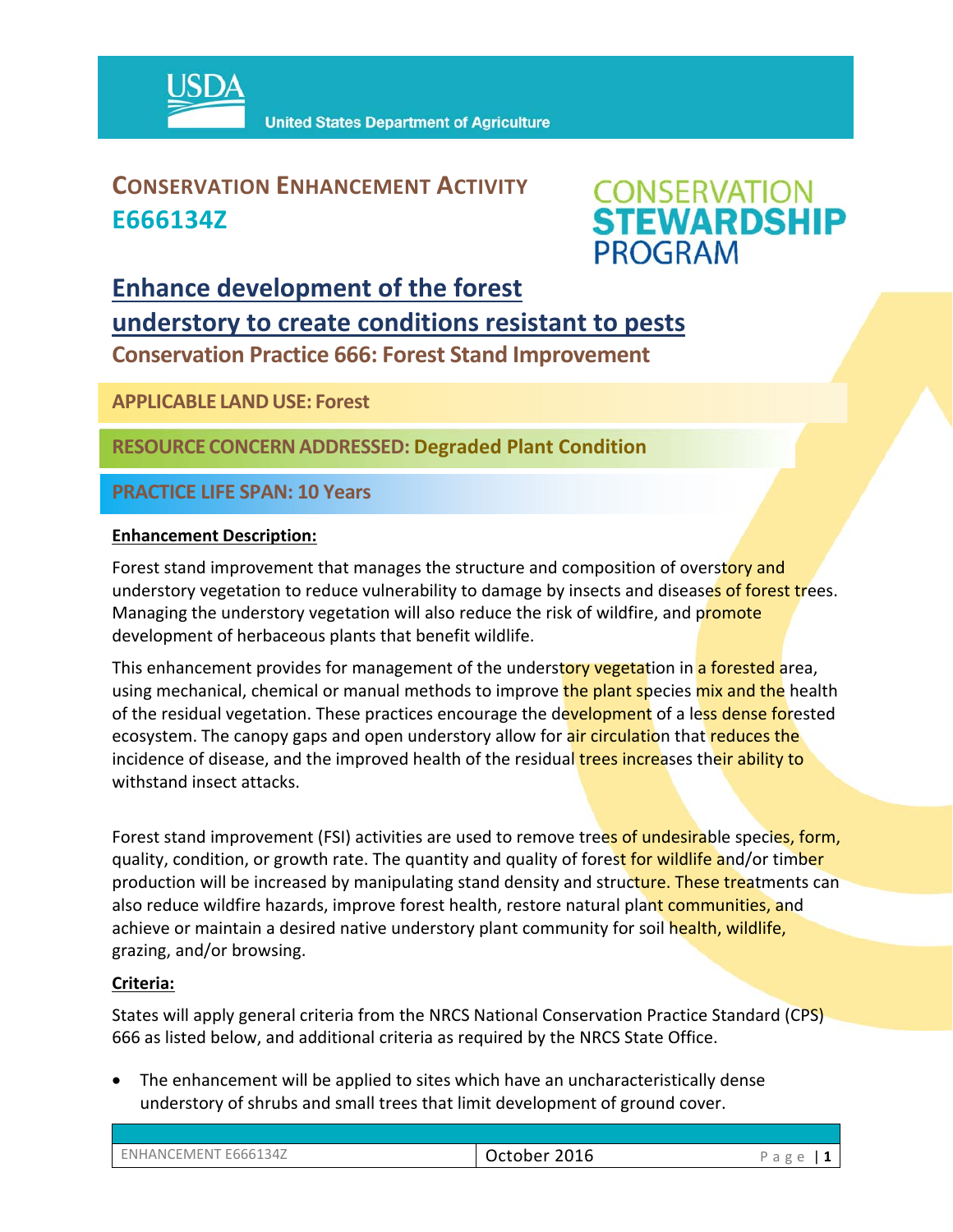# CONSERVATION ENHANCEMENT ACTIVITY
# E666134Z

CONSERVATION STEWARDSHIP PROGRAM

## Enhance development of the forest understory to create conditions resistant to pests

### Conservation Practice 666: Forest Stand Improvement

**APPLICABLE LAND USE: Forest**

**RESOURCE CONCERN ADDRESSED: Degraded Plant Condition**

**PRACTICE LIFE SPAN: 10 Years**

**Enhancement Description:**

Forest stand improvement that manages the structure and composition of overstory and understory vegetation to reduce vulnerability to damage by insects and diseases of forest trees. Managing the understory vegetation will also reduce the risk of wildfire, and promote development of herbaceous plants that benefit wildlife.

This enhancement provides for management of the understory vegetation in a forested area, using mechanical, chemical or manual methods to improve the plant species mix and the health of the residual vegetation. These practices encourage the development of a less dense forested ecosystem. The canopy gaps and open understory allow for air circulation that reduces the incidence of disease, and the improved health of the residual trees increases their ability to withstand insect attacks.

Forest stand improvement (FSI) activities are used to remove trees of undesirable species, form, quality, condition, or growth rate. The quantity and quality of forest for wildlife and/or timber production will be increased by manipulating stand density and structure. These treatments can also reduce wildfire hazards, improve forest health, restore natural plant communities, and achieve or maintain a desired native understory plant community for soil health, wildlife, grazing, and/or browsing.

**Criteria:**

States will apply general criteria from the NRCS National Conservation Practice Standard (CPS) 666 as listed below, and additional criteria as required by the NRCS State Office.

- The enhancement will be applied to sites which have an uncharacteristically dense understory of shrubs and small trees that limit development of ground cover.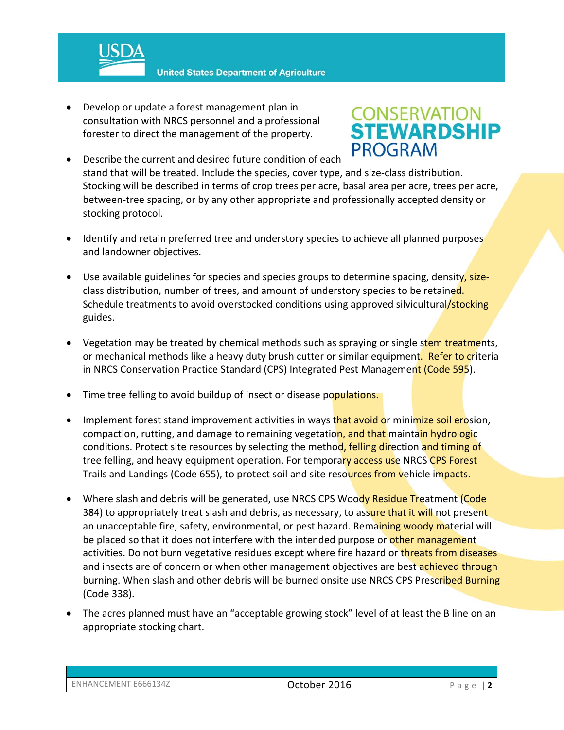- Develop or update a forest management plan in consultation with NRCS personnel and a professional forester to direct the management of the property.

- Describe the current and desired future condition of each stand that will be treated. Include the species, cover type, and size-class distribution. Stocking will be described in terms of crop trees per acre, basal area per acre, trees per acre, between-tree spacing, or by any other appropriate and professionally accepted density or stocking protocol.

- Identify and retain preferred tree and understory species to achieve all planned purposes and landowner objectives.

- Use available guidelines for species and species groups to determine spacing, density, size-class distribution, number of trees, and amount of understory species to be retained. Schedule treatments to avoid overstocked conditions using approved silvicultural/stocking guides.

- Vegetation may be treated by chemical methods such as spraying or single stem treatments, or mechanical methods like a heavy duty brush cutter or similar equipment. Refer to criteria in NRCS Conservation Practice Standard (CPS) Integrated Pest Management (Code 595).

- Time tree felling to avoid buildup of insect or disease populations.

- Implement forest stand improvement activities in ways that avoid or minimize soil erosion, compaction, rutting, and damage to remaining vegetation, and that maintain hydrologic conditions. Protect site resources by selecting the method, felling direction and timing of tree felling, and heavy equipment operation. For temporary access use NRCS CPS Forest Trails and Landings (Code 655), to protect soil and site resources from vehicle impacts.

- Where slash and debris will be generated, use NRCS CPS Woody Residue Treatment (Code 384) to appropriately treat slash and debris, as necessary, to assure that it will not present an unacceptable fire, safety, environmental, or pest hazard. Remaining woody material will be placed so that it does not interfere with the intended purpose or other management activities. Do not burn vegetative residues except where fire hazard or threats from diseases and insects are of concern or when other management objectives are best achieved through burning. When slash and other debris will be burned onsite use NRCS CPS Prescribed Burning (Code 338).

- The acres planned must have an "acceptable growing stock" level of at least the B line on an appropriate stocking chart.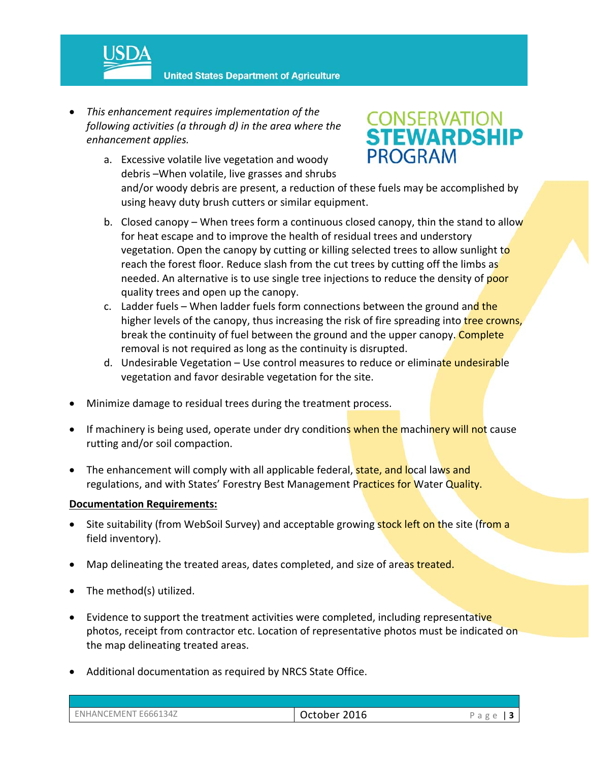- *This enhancement requires implementation of the following activities (a through d) in the area where the enhancement applies.*
    a. Excessive volatile live vegetation and woody debris –When volatile, live grasses and shrubs and/or woody debris are present, a reduction of these fuels may be accomplished by using heavy duty brush cutters or similar equipment.
    b. Closed canopy – When trees form a continuous closed canopy, thin the stand to allow for heat escape and to improve the health of residual trees and understory vegetation. Open the canopy by cutting or killing selected trees to allow sunlight to reach the forest floor. Reduce slash from the cut trees by cutting off the limbs as needed. An alternative is to use single tree injections to reduce the density of poor quality trees and open up the canopy.
    c. Ladder fuels – When ladder fuels form connections between the ground and the higher levels of the canopy, thus increasing the risk of fire spreading into tree crowns, break the continuity of fuel between the ground and the upper canopy. Complete removal is not required as long as the continuity is disrupted.
    d. Undesirable Vegetation – Use control measures to reduce or eliminate undesirable vegetation and favor desirable vegetation for the site.
- Minimize damage to residual trees during the treatment process.
- If machinery is being used, operate under dry conditions when the machinery will not cause rutting and/or soil compaction.
- The enhancement will comply with all applicable federal, state, and local laws and regulations, and with States' Forestry Best Management Practices for Water Quality.

**<u>Documentation Requirements:</u>**

- Site suitability (from WebSoil Survey) and acceptable growing stock left on the site (from a field inventory).
- Map delineating the treated areas, dates completed, and size of areas treated.
- The method(s) utilized.
- Evidence to support the treatment activities were completed, including representative photos, receipt from contractor etc. Location of representative photos must be indicated on the map delineating treated areas.
- Additional documentation as required by NRCS State Office.